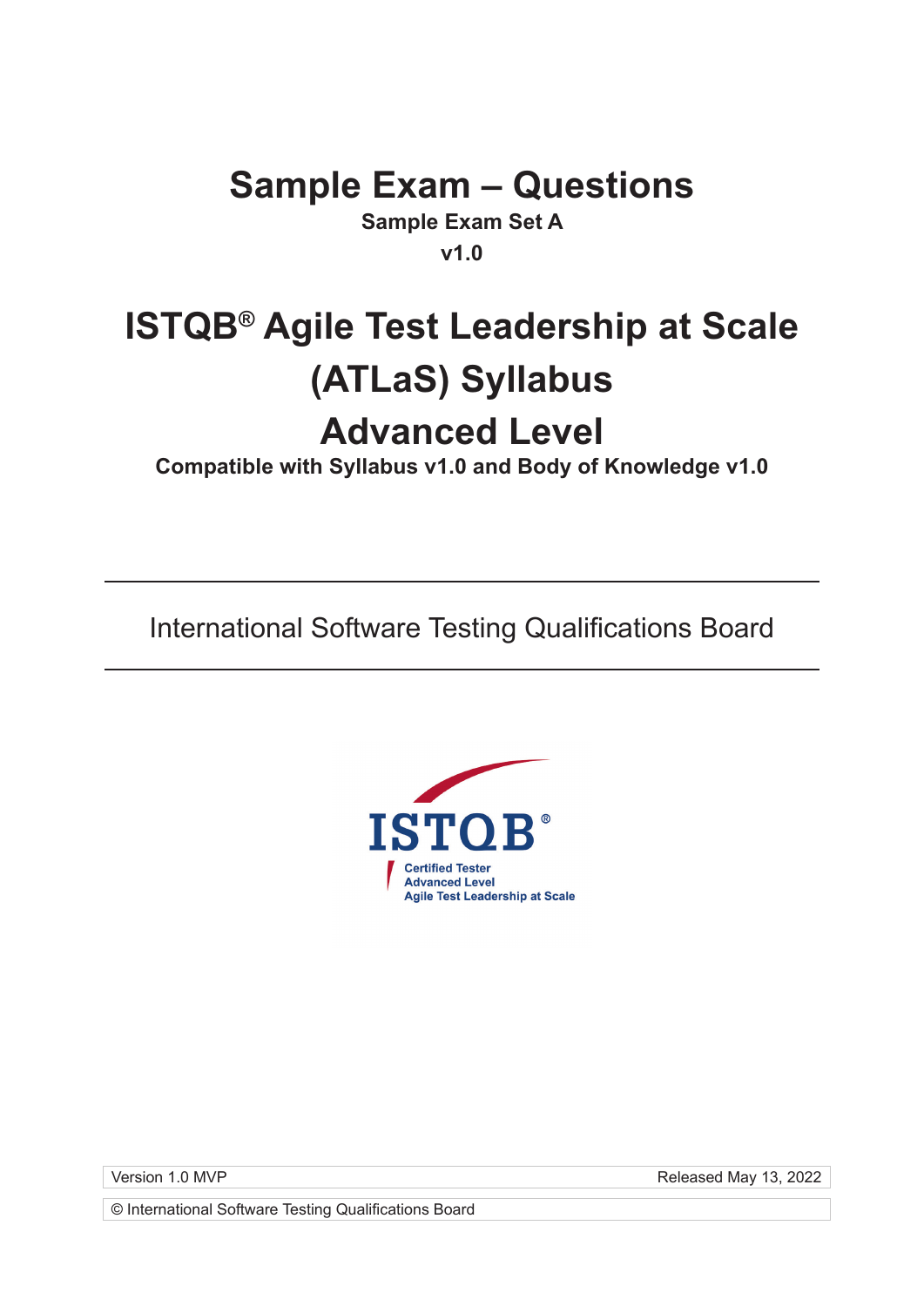# Sample Exam – Questions

**Sample Exam Set A**

**v1.0**

# ISTQB® Agile Test Leadership at Scale (ATLaS) Syllabus

# Advanced Level

**Compatible with Syllabus v1.0 and Body of Knowledge v1.0**

---

International Software Testing Qualifications Board

---

ISTQB®

Certified Tester
Advanced Level
Agile Test Leadership at Scale

| Version 1.0 MVP | Released May 13, 2022 |
| --- | --- |

© International Software Testing Qualifications Board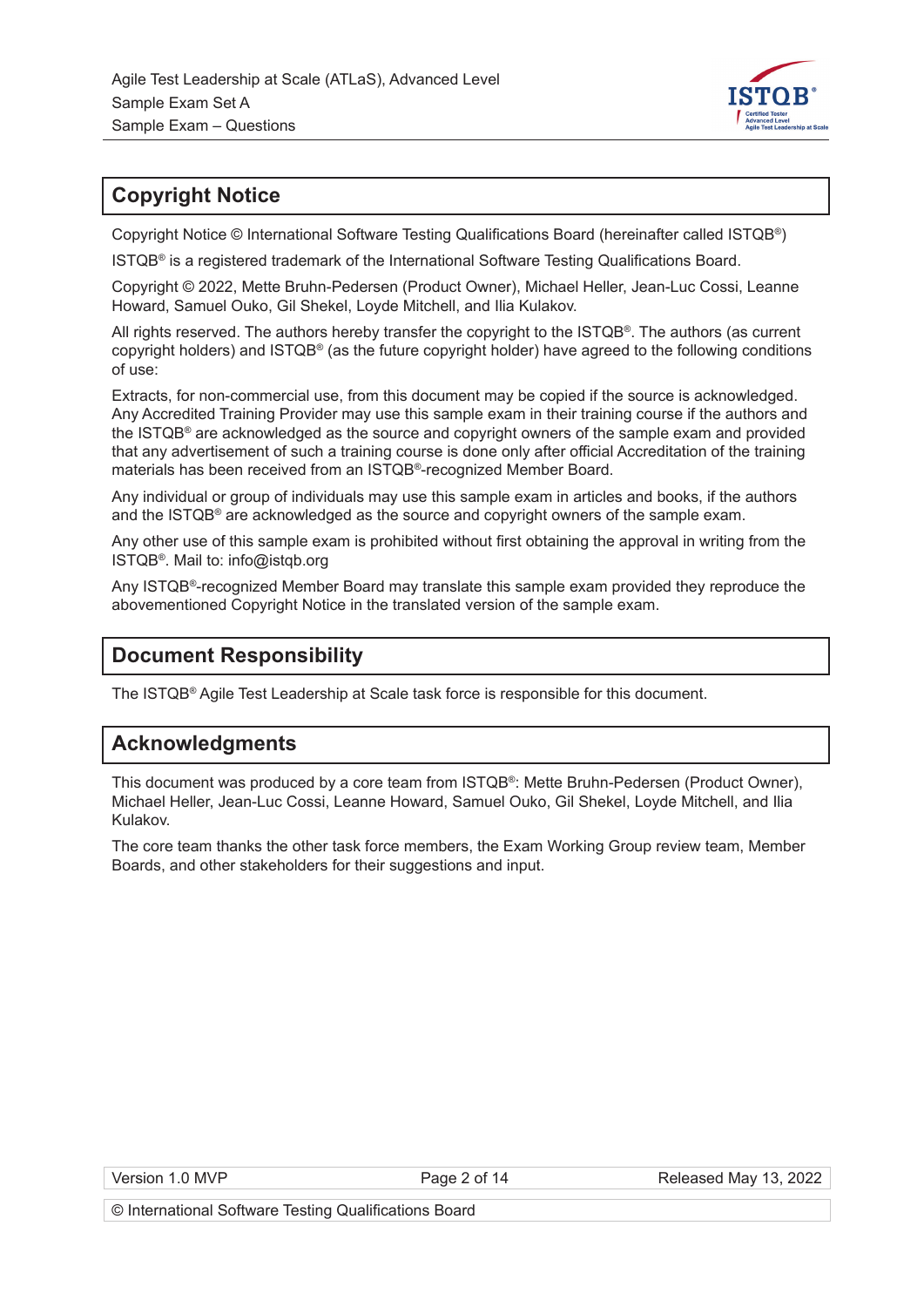## Copyright Notice

Copyright Notice © International Software Testing Qualifications Board (hereinafter called ISTQB®)

ISTQB® is a registered trademark of the International Software Testing Qualifications Board.

Copyright © 2022, Mette Bruhn-Pedersen (Product Owner), Michael Heller, Jean-Luc Cossi, Leanne Howard, Samuel Ouko, Gil Shekel, Loyde Mitchell, and Ilia Kulakov.

All rights reserved. The authors hereby transfer the copyright to the ISTQB®. The authors (as current copyright holders) and ISTQB® (as the future copyright holder) have agreed to the following conditions of use:

Extracts, for non-commercial use, from this document may be copied if the source is acknowledged. Any Accredited Training Provider may use this sample exam in their training course if the authors and the ISTQB® are acknowledged as the source and copyright owners of the sample exam and provided that any advertisement of such a training course is done only after official Accreditation of the training materials has been received from an ISTQB®-recognized Member Board.

Any individual or group of individuals may use this sample exam in articles and books, if the authors and the ISTQB® are acknowledged as the source and copyright owners of the sample exam.

Any other use of this sample exam is prohibited without first obtaining the approval in writing from the ISTQB®. Mail to: info@istqb.org

Any ISTQB®-recognized Member Board may translate this sample exam provided they reproduce the abovementioned Copyright Notice in the translated version of the sample exam.

## Document Responsibility

The ISTQB® Agile Test Leadership at Scale task force is responsible for this document.

## Acknowledgments

This document was produced by a core team from ISTQB®: Mette Bruhn-Pedersen (Product Owner), Michael Heller, Jean-Luc Cossi, Leanne Howard, Samuel Ouko, Gil Shekel, Loyde Mitchell, and Ilia Kulakov.

The core team thanks the other task force members, the Exam Working Group review team, Member Boards, and other stakeholders for their suggestions and input.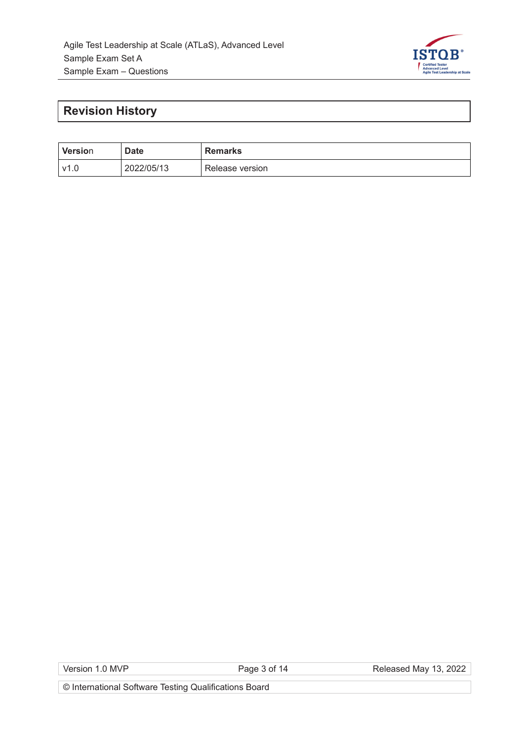# Revision History

| Version | Date | Remarks |
| --- | --- | --- |
| v1.0 | 2022/05/13 | Release version |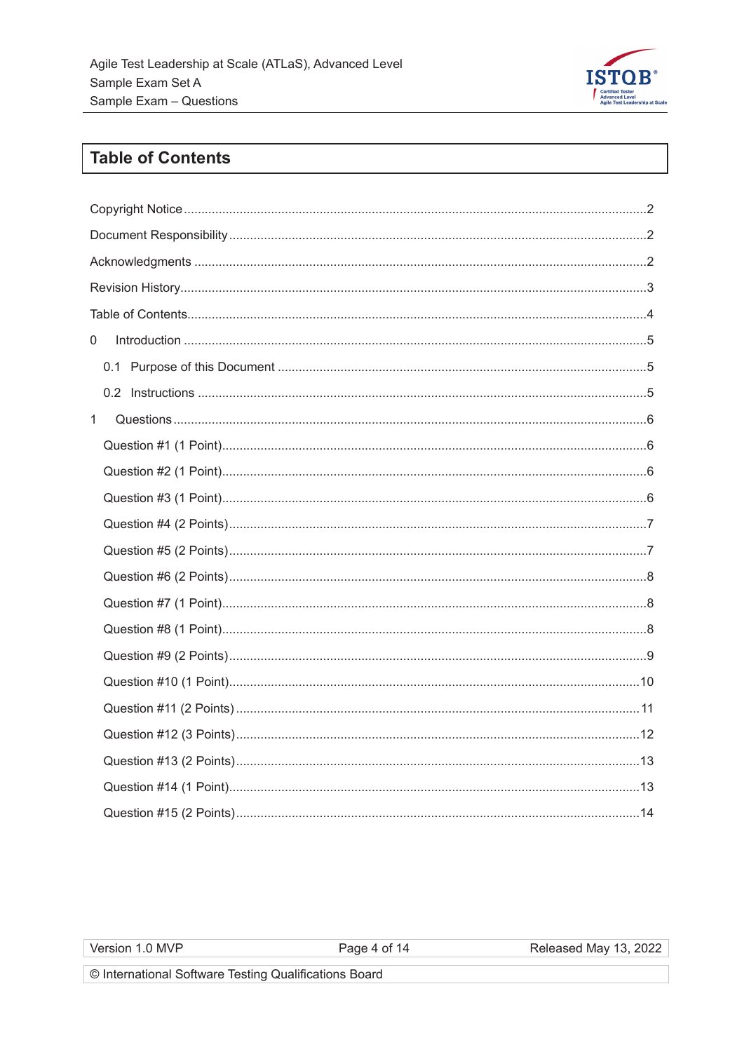# Table of Contents

Copyright Notice ........................................ 2

Document Responsibility ........................................ 2

Acknowledgments ........................................ 2

Revision History ........................................ 3

Table of Contents ........................................ 4

0 Introduction ........................................ 5

- 0.1 Purpose of this Document ........................................ 5
- 0.2 Instructions ........................................ 5

1 Questions ........................................ 6

- Question #1 (1 Point) ........................................ 6
- Question #2 (1 Point) ........................................ 6
- Question #3 (1 Point) ........................................ 6
- Question #4 (2 Points) ........................................ 7
- Question #5 (2 Points) ........................................ 7
- Question #6 (2 Points) ........................................ 8
- Question #7 (1 Point) ........................................ 8
- Question #8 (1 Point) ........................................ 8
- Question #9 (2 Points) ........................................ 9
- Question #10 (1 Point) ........................................ 10
- Question #11 (2 Points) ........................................ 11
- Question #12 (3 Points) ........................................ 12
- Question #13 (2 Points) ........................................ 13
- Question #14 (1 Point) ........................................ 13
- Question #15 (2 Points) ........................................ 14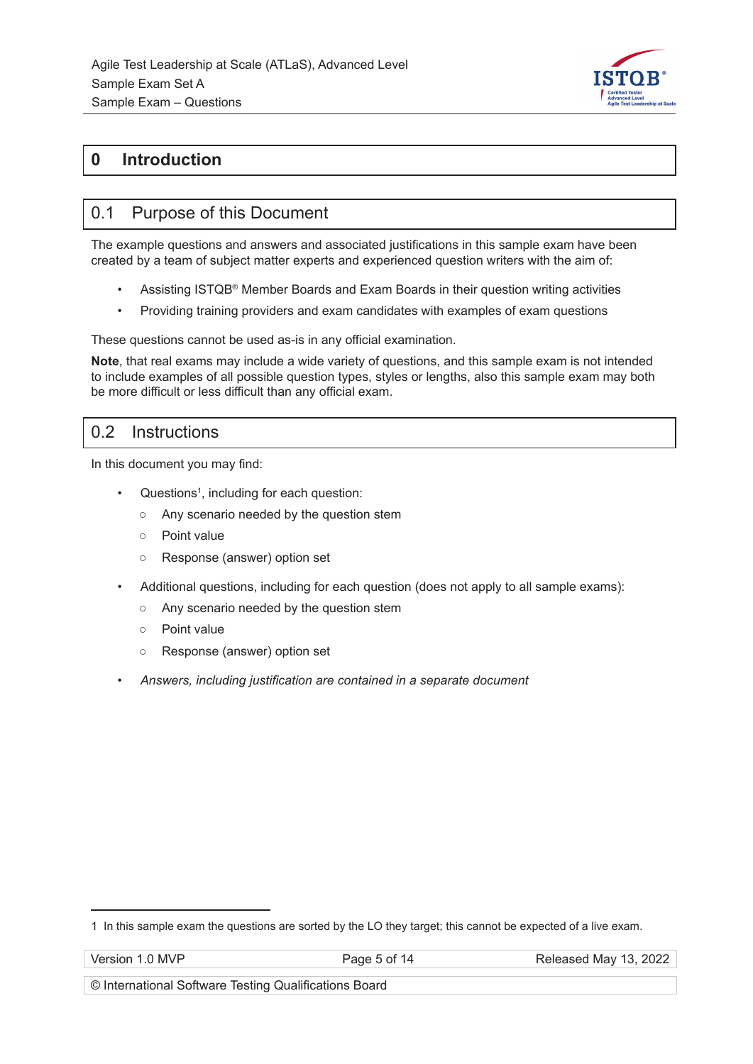# 0 Introduction

## 0.1 Purpose of this Document

The example questions and answers and associated justifications in this sample exam have been created by a team of subject matter experts and experienced question writers with the aim of:

- Assisting ISTQB® Member Boards and Exam Boards in their question writing activities
- Providing training providers and exam candidates with examples of exam questions

These questions cannot be used as-is in any official examination.

**Note**, that real exams may include a wide variety of questions, and this sample exam is not intended to include examples of all possible question types, styles or lengths, also this sample exam may both be more difficult or less difficult than any official exam.

## 0.2 Instructions

In this document you may find:

- Questions[1], including for each question:
  - Any scenario needed by the question stem
  - Point value
  - Response (answer) option set
- Additional questions, including for each question (does not apply to all sample exams):
  - Any scenario needed by the question stem
  - Point value
  - Response (answer) option set
- *Answers, including justification are contained in a separate document*

---

1 In this sample exam the questions are sorted by the LO they target; this cannot be expected of a live exam.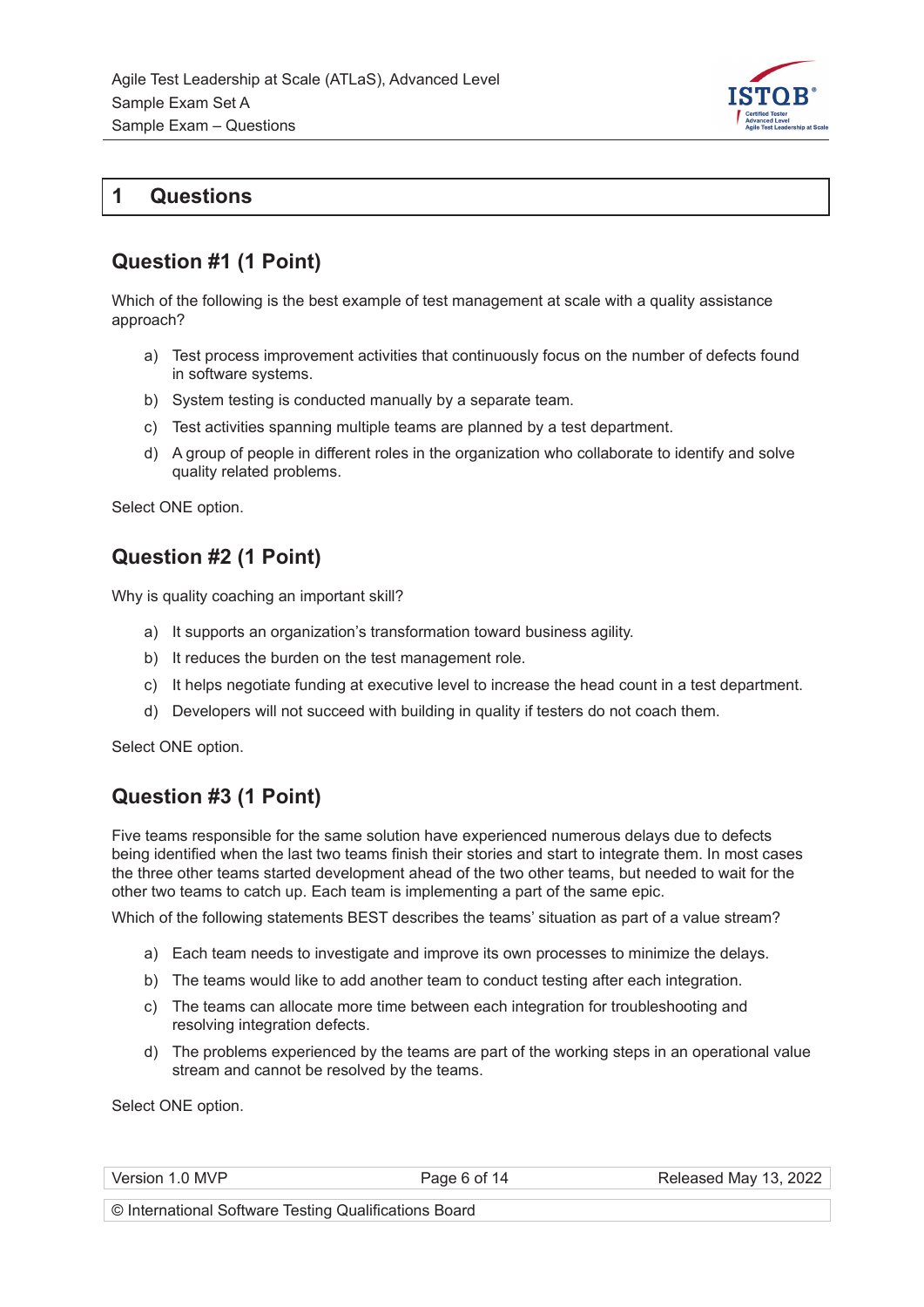# 1 Questions

## Question #1 (1 Point)

Which of the following is the best example of test management at scale with a quality assistance approach?

a) Test process improvement activities that continuously focus on the number of defects found in software systems.

b) System testing is conducted manually by a separate team.

c) Test activities spanning multiple teams are planned by a test department.

d) A group of people in different roles in the organization who collaborate to identify and solve quality related problems.

Select ONE option.

## Question #2 (1 Point)

Why is quality coaching an important skill?

a) It supports an organization's transformation toward business agility.

b) It reduces the burden on the test management role.

c) It helps negotiate funding at executive level to increase the head count in a test department.

d) Developers will not succeed with building in quality if testers do not coach them.

Select ONE option.

## Question #3 (1 Point)

Five teams responsible for the same solution have experienced numerous delays due to defects being identified when the last two teams finish their stories and start to integrate them. In most cases the three other teams started development ahead of the two other teams, but needed to wait for the other two teams to catch up. Each team is implementing a part of the same epic.

Which of the following statements BEST describes the teams' situation as part of a value stream?

a) Each team needs to investigate and improve its own processes to minimize the delays.

b) The teams would like to add another team to conduct testing after each integration.

c) The teams can allocate more time between each integration for troubleshooting and resolving integration defects.

d) The problems experienced by the teams are part of the working steps in an operational value stream and cannot be resolved by the teams.

Select ONE option.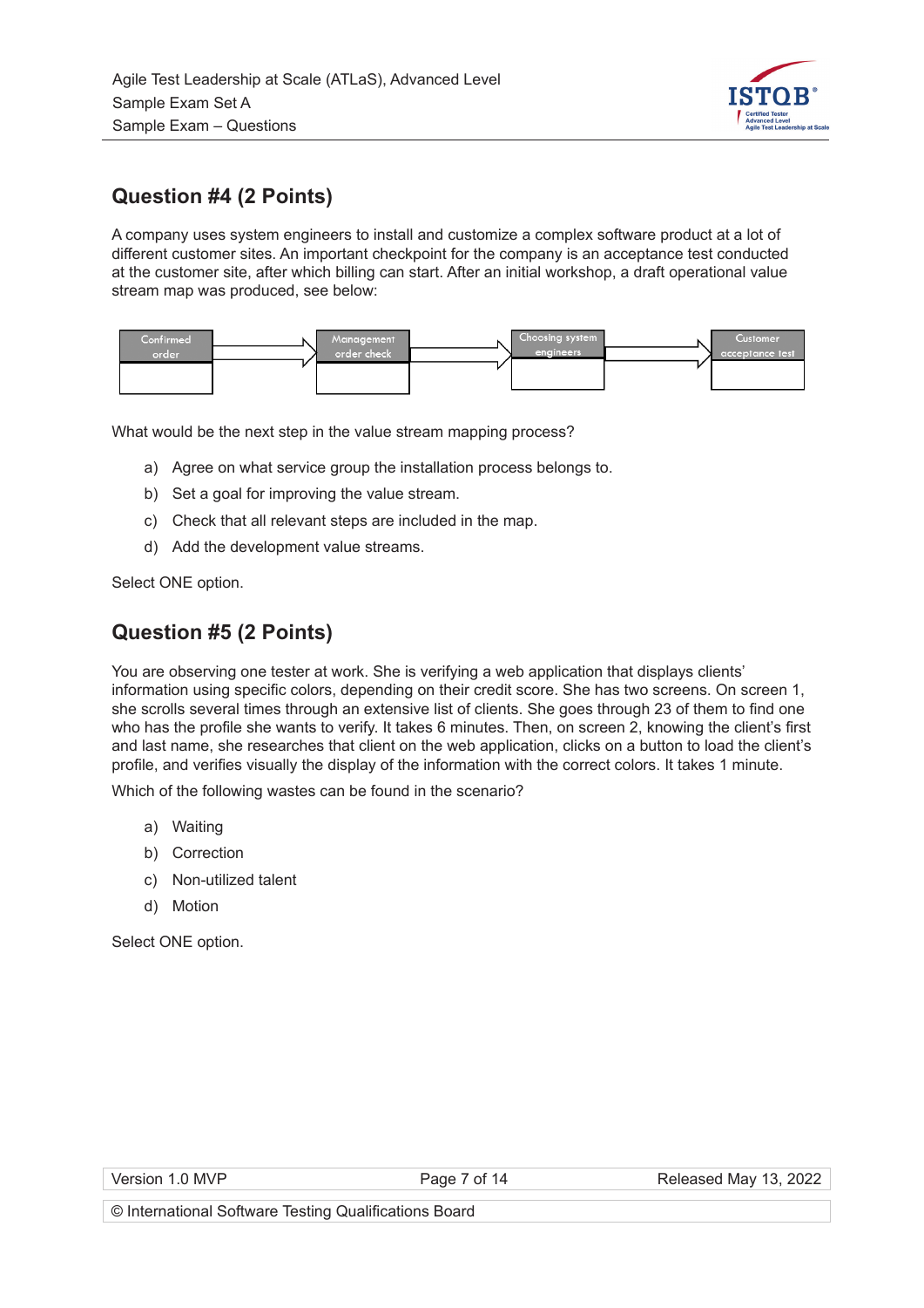## Question #4 (2 Points)

A company uses system engineers to install and customize a complex software product at a lot of different customer sites. An important checkpoint for the company is an acceptance test conducted at the customer site, after which billing can start. After an initial workshop, a draft operational value stream map was produced, see below:

Confirmed order → Management order check → Choosing system engineers → Customer acceptance test

What would be the next step in the value stream mapping process?

a) Agree on what service group the installation process belongs to.

b) Set a goal for improving the value stream.

c) Check that all relevant steps are included in the map.

d) Add the development value streams.

Select ONE option.

## Question #5 (2 Points)

You are observing one tester at work. She is verifying a web application that displays clients' information using specific colors, depending on their credit score. She has two screens. On screen 1, she scrolls several times through an extensive list of clients. She goes through 23 of them to find one who has the profile she wants to verify. It takes 6 minutes. Then, on screen 2, knowing the client's first and last name, she researches that client on the web application, clicks on a button to load the client's profile, and verifies visually the display of the information with the correct colors. It takes 1 minute.

Which of the following wastes can be found in the scenario?

a) Waiting

b) Correction

c) Non-utilized talent

d) Motion

Select ONE option.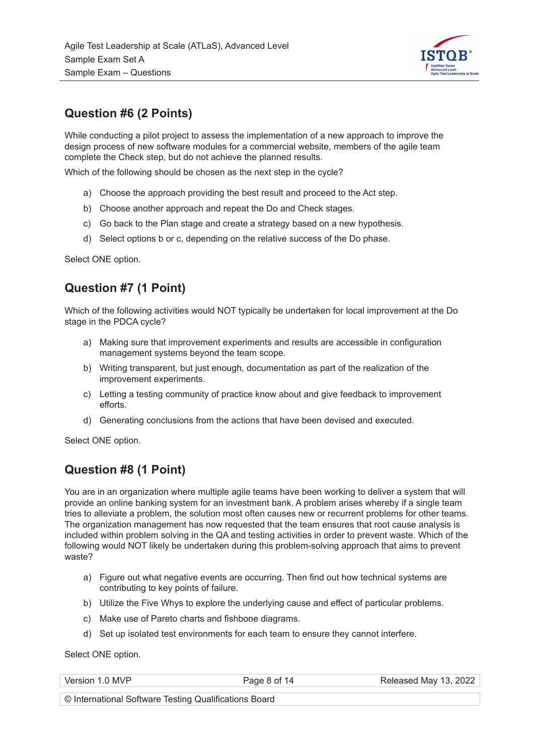## Question #6 (2 Points)

While conducting a pilot project to assess the implementation of a new approach to improve the design process of new software modules for a commercial website, members of the agile team complete the Check step, but do not achieve the planned results.

Which of the following should be chosen as the next step in the cycle?

a) Choose the approach providing the best result and proceed to the Act step.
b) Choose another approach and repeat the Do and Check stages.
c) Go back to the Plan stage and create a strategy based on a new hypothesis.
d) Select options b or c, depending on the relative success of the Do phase.

Select ONE option.

## Question #7 (1 Point)

Which of the following activities would NOT typically be undertaken for local improvement at the Do stage in the PDCA cycle?

a) Making sure that improvement experiments and results are accessible in configuration management systems beyond the team scope.
b) Writing transparent, but just enough, documentation as part of the realization of the improvement experiments.
c) Letting a testing community of practice know about and give feedback to improvement efforts.
d) Generating conclusions from the actions that have been devised and executed.

Select ONE option.

## Question #8 (1 Point)

You are in an organization where multiple agile teams have been working to deliver a system that will provide an online banking system for an investment bank. A problem arises whereby if a single team tries to alleviate a problem, the solution most often causes new or recurrent problems for other teams. The organization management has now requested that the team ensures that root cause analysis is included within problem solving in the QA and testing activities in order to prevent waste. Which of the following would NOT likely be undertaken during this problem-solving approach that aims to prevent waste?

a) Figure out what negative events are occurring. Then find out how technical systems are contributing to key points of failure.
b) Utilize the Five Whys to explore the underlying cause and effect of particular problems.
c) Make use of Pareto charts and fishbone diagrams.
d) Set up isolated test environments for each team to ensure they cannot interfere.

Select ONE option.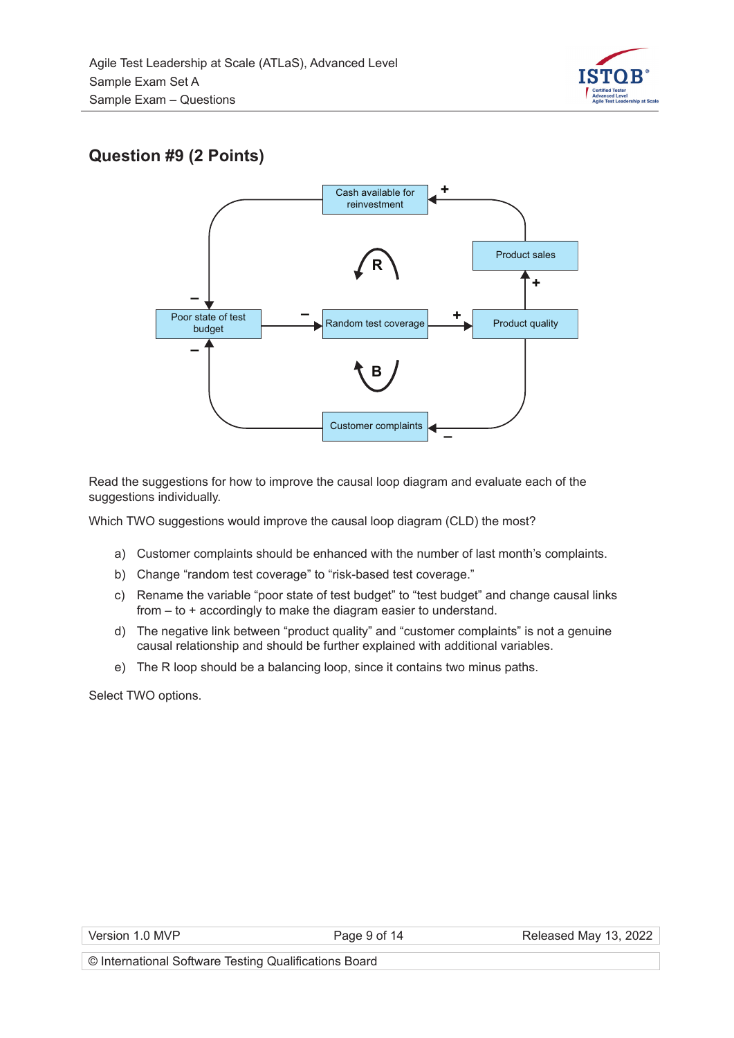## Question #9 (2 Points)

Read the suggestions for how to improve the causal loop diagram and evaluate each of the suggestions individually.

Which TWO suggestions would improve the causal loop diagram (CLD) the most?

a) Customer complaints should be enhanced with the number of last month's complaints.

b) Change "random test coverage" to "risk-based test coverage."

c) Rename the variable "poor state of test budget" to "test budget" and change causal links from – to + accordingly to make the diagram easier to understand.

d) The negative link between "product quality" and "customer complaints" is not a genuine causal relationship and should be further explained with additional variables.

e) The R loop should be a balancing loop, since it contains two minus paths.

Select TWO options.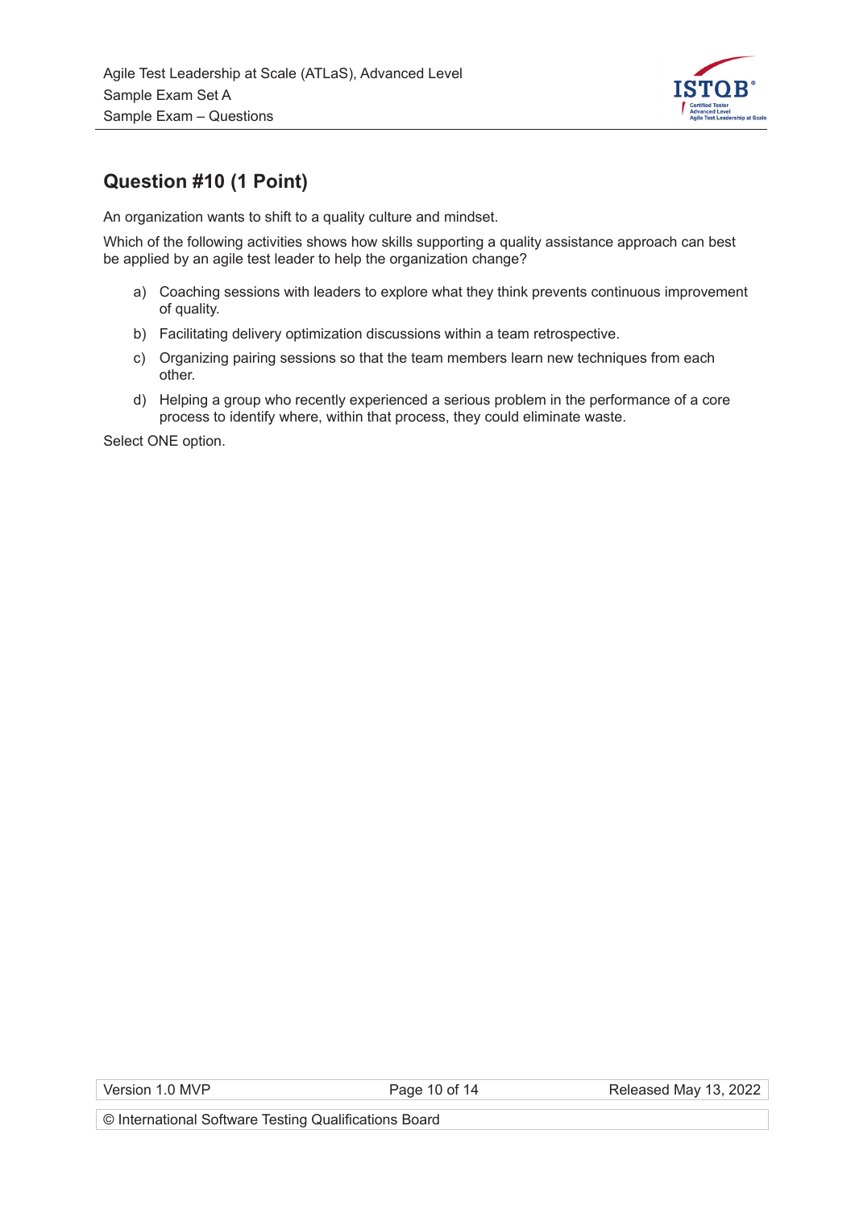## Question #10 (1 Point)

An organization wants to shift to a quality culture and mindset.

Which of the following activities shows how skills supporting a quality assistance approach can best be applied by an agile test leader to help the organization change?

a) Coaching sessions with leaders to explore what they think prevents continuous improvement of quality.

b) Facilitating delivery optimization discussions within a team retrospective.

c) Organizing pairing sessions so that the team members learn new techniques from each other.

d) Helping a group who recently experienced a serious problem in the performance of a core process to identify where, within that process, they could eliminate waste.

Select ONE option.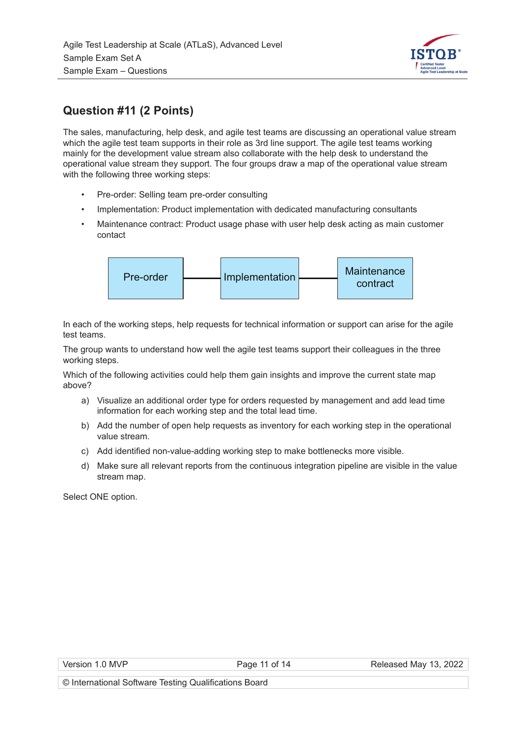## Question #11 (2 Points)

The sales, manufacturing, help desk, and agile test teams are discussing an operational value stream which the agile test team supports in their role as 3rd line support. The agile test teams working mainly for the development value stream also collaborate with the help desk to understand the operational value stream they support. The four groups draw a map of the operational value stream with the following three working steps:

- Pre-order: Selling team pre-order consulting
- Implementation: Product implementation with dedicated manufacturing consultants
- Maintenance contract: Product usage phase with user help desk acting as main customer contact

Pre-order — Implementation — Maintenance contract

In each of the working steps, help requests for technical information or support can arise for the agile test teams.

The group wants to understand how well the agile test teams support their colleagues in the three working steps.

Which of the following activities could help them gain insights and improve the current state map above?

a) Visualize an additional order type for orders requested by management and add lead time information for each working step and the total lead time.

b) Add the number of open help requests as inventory for each working step in the operational value stream.

c) Add identified non-value-adding working step to make bottlenecks more visible.

d) Make sure all relevant reports from the continuous integration pipeline are visible in the value stream map.

Select ONE option.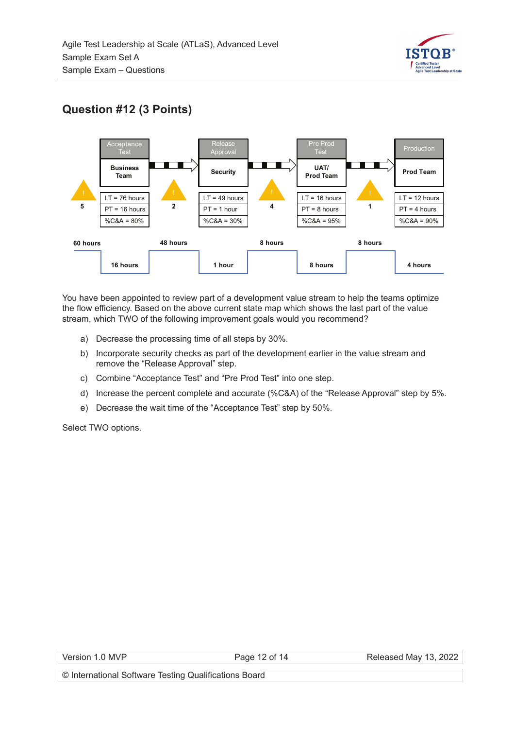## Question #12 (3 Points)

| | Acceptance Test | | Release Approval | | Pre Prod Test | | Production |
|---|---|---|---|---|---|---|---|
| | Business Team | | Security | | UAT/ Prod Team | | Prod Team |
| 5 | LT = 76 hours | 2 | LT = 49 hours | 4 | LT = 16 hours | 1 | LT = 12 hours |
| | PT = 16 hours | | PT = 1 hour | | PT = 8 hours | | PT = 4 hours |
| | %C&A = 80% | | %C&A = 30% | | %C&A = 95% | | %C&A = 90% |
| 60 hours | 16 hours | 48 hours | 1 hour | 8 hours | 8 hours | 8 hours | 4 hours |

You have been appointed to review part of a development value stream to help the teams optimize the flow efficiency. Based on the above current state map which shows the last part of the value stream, which TWO of the following improvement goals would you recommend?

a) Decrease the processing time of all steps by 30%.

b) Incorporate security checks as part of the development earlier in the value stream and remove the "Release Approval" step.

c) Combine "Acceptance Test" and "Pre Prod Test" into one step.

d) Increase the percent complete and accurate (%C&A) of the "Release Approval" step by 5%.

e) Decrease the wait time of the "Acceptance Test" step by 50%.

Select TWO options.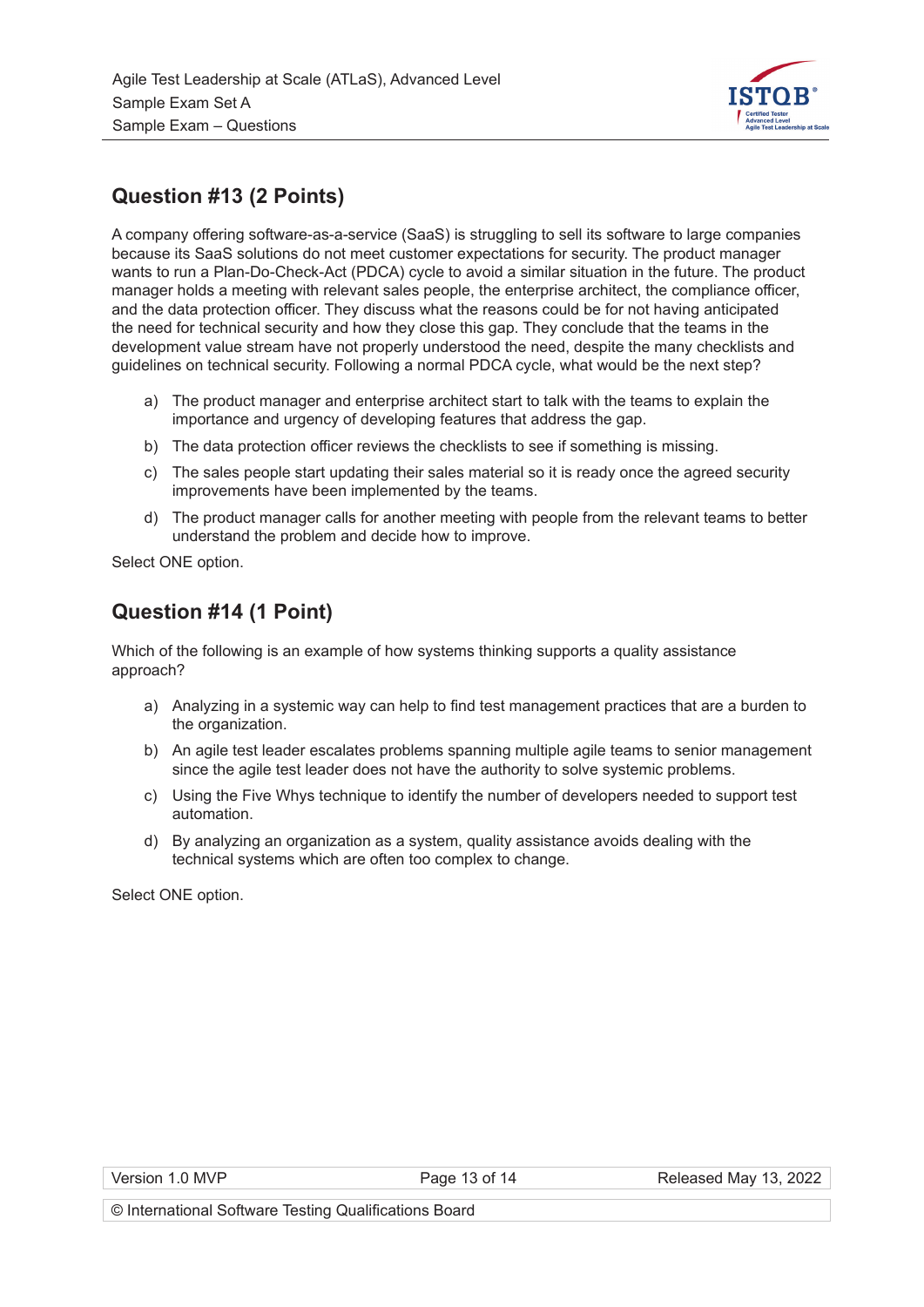## Question #13 (2 Points)

A company offering software-as-a-service (SaaS) is struggling to sell its software to large companies because its SaaS solutions do not meet customer expectations for security. The product manager wants to run a Plan-Do-Check-Act (PDCA) cycle to avoid a similar situation in the future. The product manager holds a meeting with relevant sales people, the enterprise architect, the compliance officer, and the data protection officer. They discuss what the reasons could be for not having anticipated the need for technical security and how they close this gap. They conclude that the teams in the development value stream have not properly understood the need, despite the many checklists and guidelines on technical security. Following a normal PDCA cycle, what would be the next step?

a) The product manager and enterprise architect start to talk with the teams to explain the importance and urgency of developing features that address the gap.

b) The data protection officer reviews the checklists to see if something is missing.

c) The sales people start updating their sales material so it is ready once the agreed security improvements have been implemented by the teams.

d) The product manager calls for another meeting with people from the relevant teams to better understand the problem and decide how to improve.

Select ONE option.

## Question #14 (1 Point)

Which of the following is an example of how systems thinking supports a quality assistance approach?

a) Analyzing in a systemic way can help to find test management practices that are a burden to the organization.

b) An agile test leader escalates problems spanning multiple agile teams to senior management since the agile test leader does not have the authority to solve systemic problems.

c) Using the Five Whys technique to identify the number of developers needed to support test automation.

d) By analyzing an organization as a system, quality assistance avoids dealing with the technical systems which are often too complex to change.

Select ONE option.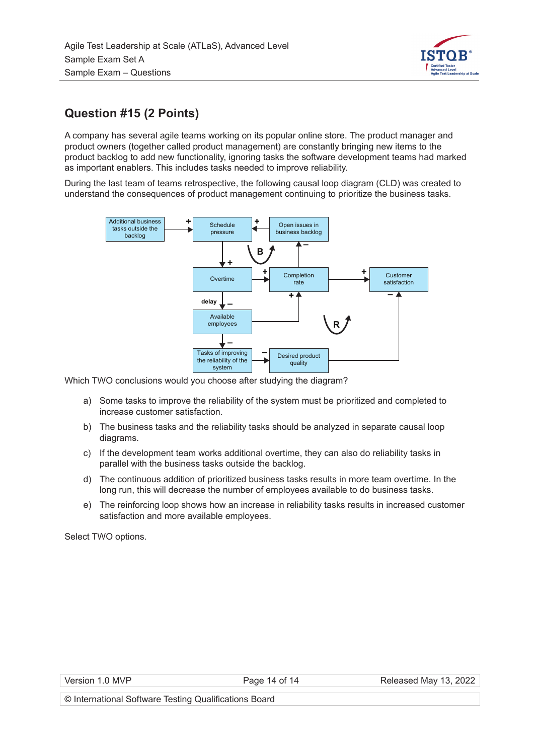## Question #15 (2 Points)

A company has several agile teams working on its popular online store. The product manager and product owners (together called product management) are constantly bringing new items to the product backlog to add new functionality, ignoring tasks the software development teams had marked as important enablers. This includes tasks needed to improve reliability.

During the last team of teams retrospective, the following causal loop diagram (CLD) was created to understand the consequences of product management continuing to prioritize the business tasks.

Additional business tasks outside the backlog
Schedule pressure
Open issues in business backlog
B
Overtime
Completion rate
Customer satisfaction
delay
Available employees
R
Tasks of improving the reliability of the system
Desired product quality

Which TWO conclusions would you choose after studying the diagram?

a) Some tasks to improve the reliability of the system must be prioritized and completed to increase customer satisfaction.

b) The business tasks and the reliability tasks should be analyzed in separate causal loop diagrams.

c) If the development team works additional overtime, they can also do reliability tasks in parallel with the business tasks outside the backlog.

d) The continuous addition of prioritized business tasks results in more team overtime. In the long run, this will decrease the number of employees available to do business tasks.

e) The reinforcing loop shows how an increase in reliability tasks results in increased customer satisfaction and more available employees.

Select TWO options.